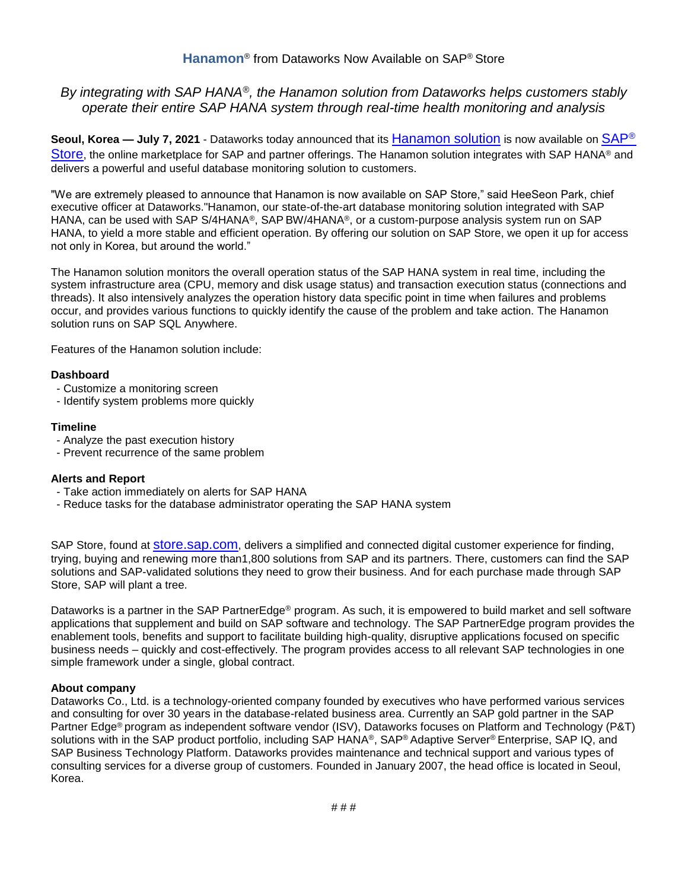# **Hanamon**® from Dataworks Now Available on SAP® Store

*By integrating with SAP HANA®, the Hanamon solution from Dataworks helps customers stably operate their entire SAP HANA system through real-time health monitoring and analysis*

**Seoul, Korea — July 7, 2021** - Dataworks today announced that its Hanamon solution is now available on SAP® Store, the online marketplace for SAP and partner offerings. The Hanamon solution integrates with SAP HANA® and delivers a powerful and useful database monitoring solution to customers.

"We are extremely pleased to announce that Hanamon is now available on SAP Store," said HeeSeon Park, chief executive officer at Dataworks."Hanamon, our state-of-the-art database monitoring solution integrated with SAP HANA, can be used with SAP S/4HANA®, SAP BW/4HANA®, or a custom-purpose analysis system run on SAP HANA, to yield a more stable and efficient operation. By offering our solution on SAP Store, we open it up for access not only in Korea, but around the world."

The Hanamon solution monitors the overall operation status of the SAP HANA system in real time, including the system infrastructure area (CPU, memory and disk usage status) and transaction execution status (connections and threads). It also intensively analyzes the operation history data specific point in time when failures and problems occur, and provides various functions to quickly identify the cause of the problem and take action. The Hanamon solution runs on SAP SQL Anywhere.

Features of the Hanamon solution include:

**Dashboard**
- Customize a monitoring screen
- Identify system problems more quickly

**Timeline**
- Analyze the past execution history
- Prevent recurrence of the same problem

**Alerts and Report**
- Take action immediately on alerts for SAP HANA
- Reduce tasks for the database administrator operating the SAP HANA system

SAP Store, found at store.sap.com, delivers a simplified and connected digital customer experience for finding, trying, buying and renewing more than1,800 solutions from SAP and its partners. There, customers can find the SAP solutions and SAP-validated solutions they need to grow their business. And for each purchase made through SAP Store, SAP will plant a tree.

Dataworks is a partner in the SAP PartnerEdge® program. As such, it is empowered to build market and sell software applications that supplement and build on SAP software and technology. The SAP PartnerEdge program provides the enablement tools, benefits and support to facilitate building high-quality, disruptive applications focused on specific business needs – quickly and cost-effectively. The program provides access to all relevant SAP technologies in one simple framework under a single, global contract.

**About company**

Dataworks Co., Ltd. is a technology-oriented company founded by executives who have performed various services and consulting for over 30 years in the database-related business area. Currently an SAP gold partner in the SAP Partner Edge® program as independent software vendor (ISV), Dataworks focuses on Platform and Technology (P&T) solutions with in the SAP product portfolio, including SAP HANA®, SAP® Adaptive Server® Enterprise, SAP IQ, and SAP Business Technology Platform. Dataworks provides maintenance and technical support and various types of consulting services for a diverse group of customers. Founded in January 2007, the head office is located in Seoul, Korea.

# # #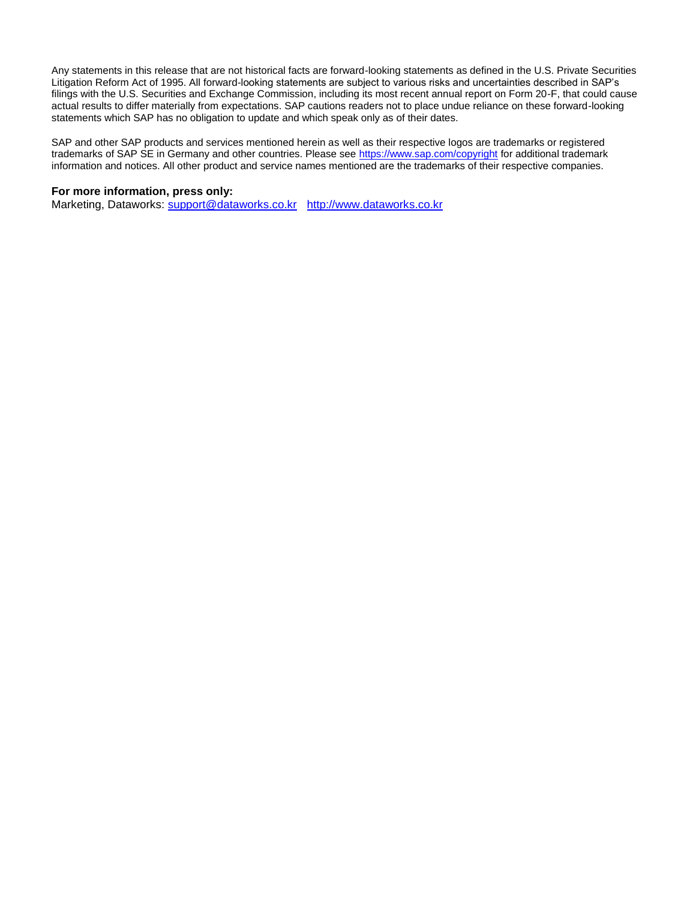Any statements in this release that are not historical facts are forward-looking statements as defined in the U.S. Private Securities Litigation Reform Act of 1995. All forward-looking statements are subject to various risks and uncertainties described in SAP's filings with the U.S. Securities and Exchange Commission, including its most recent annual report on Form 20-F, that could cause actual results to differ materially from expectations. SAP cautions readers not to place undue reliance on these forward-looking statements which SAP has no obligation to update and which speak only as of their dates.

SAP and other SAP products and services mentioned herein as well as their respective logos are trademarks or registered trademarks of SAP SE in Germany and other countries. Please see https://www.sap.com/copyright for additional trademark information and notices. All other product and service names mentioned are the trademarks of their respective companies.

**For more information, press only:**
Marketing, Dataworks: support@dataworks.co.kr http://www.dataworks.co.kr